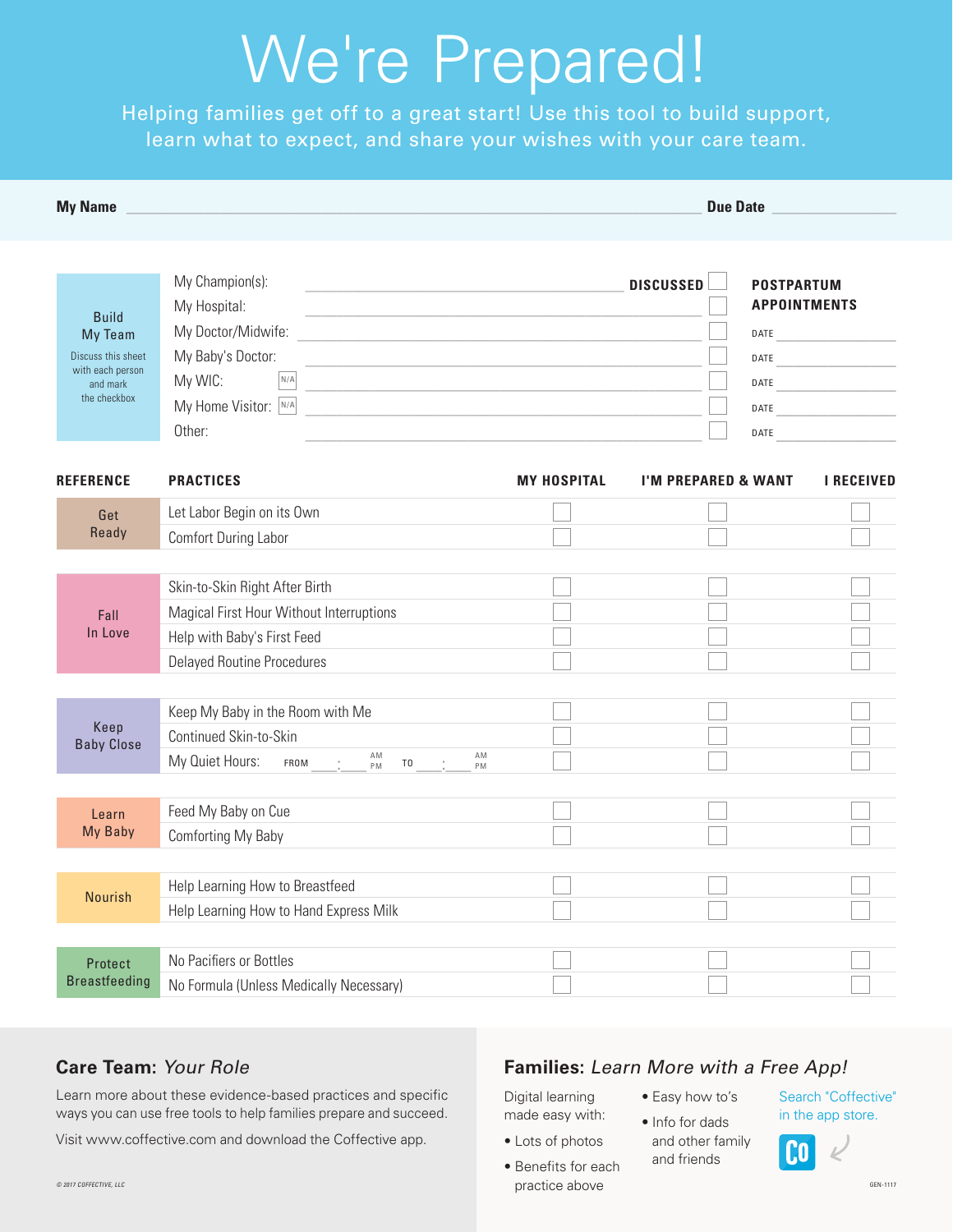# We're Prepared!

Helping families get off to a great start! Use this tool to build support, learn what to expect, and share your wishes with your care team.

**My Name** ______________________ **Due Date** ____________

| Build My Team<br>Discuss this sheet with each person and mark the checkbox | | DISCUSSED | POSTPARTUM APPOINTMENTS |
|---|---|---|---|
| My Champion(s): | ____________ | ☐ | |
| My Hospital: | ____________ | ☐ | DATE ________ |
| My Doctor/Midwife: | ____________ | ☐ | DATE ________ |
| My Baby's Doctor: | ____________ | ☐ | DATE ________ |
| My WIC: ☐ N/A | ____________ | ☐ | DATE ________ |
| My Home Visitor: ☐ N/A | ____________ | ☐ | DATE ________ |
| Other: | ____________ | ☐ | DATE ________ |

| REFERENCE | PRACTICES | MY HOSPITAL | I'M PREPARED & WANT | I RECEIVED |
|---|---|---|---|---|
| Get Ready | Let Labor Begin on its Own | ☐ | ☐ | ☐ |
| | Comfort During Labor | ☐ | ☐ | ☐ |
| Fall In Love | Skin-to-Skin Right After Birth | ☐ | ☐ | ☐ |
| | Magical First Hour Without Interruptions | ☐ | ☐ | ☐ |
| | Help with Baby's First Feed | ☐ | ☐ | ☐ |
| | Delayed Routine Procedures | ☐ | ☐ | ☐ |
| Keep Baby Close | Keep My Baby in the Room with Me | ☐ | ☐ | ☐ |
| | Continued Skin-to-Skin | ☐ | ☐ | ☐ |
| | My Quiet Hours: FROM ___:___ AM/PM TO ___:___ AM/PM | ☐ | ☐ | ☐ |
| Learn My Baby | Feed My Baby on Cue | ☐ | ☐ | ☐ |
| | Comforting My Baby | ☐ | ☐ | ☐ |
| Nourish | Help Learning How to Breastfeed | ☐ | ☐ | ☐ |
| | Help Learning How to Hand Express Milk | ☐ | ☐ | ☐ |
| Protect Breastfeeding | No Pacifiers or Bottles | ☐ | ☐ | ☐ |
| | No Formula (Unless Medically Necessary) | ☐ | ☐ | ☐ |

## Care Team: *Your Role*

Learn more about these evidence-based practices and specific ways you can use free tools to help families prepare and succeed.

Visit www.coffective.com and download the Coffective app.

© 2017 COFFECTIVE, LLC

## Families: *Learn More with a Free App!*

Digital learning made easy with:

- Lots of photos
- Benefits for each practice above
- Easy how to's
- Info for dads and other family and friends

Search "Coffective" in the app store.

GEN-1117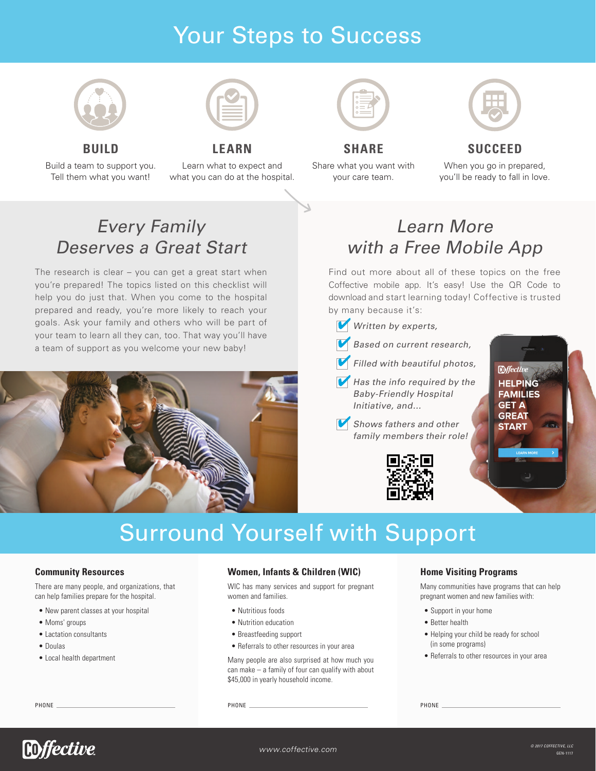# Your Steps to Success

**BUILD**

Build a team to support you. Tell them what you want!

**LEARN**

Learn what to expect and what you can do at the hospital.

**SHARE**

Share what you want with your care team.

**SUCCEED**

When you go in prepared, you'll be ready to fall in love.

## *Every Family Deserves a Great Start*

The research is clear – you can get a great start when you're prepared! The topics listed on this checklist will help you do just that. When you come to the hospital prepared and ready, you're more likely to reach your goals. Ask your family and others who will be part of your team to learn all they can, too. That way you'll have a team of support as you welcome your new baby!

## *Learn More with a Free Mobile App*

Find out more about all of these topics on the free Coffective mobile app. It's easy! Use the QR Code to download and start learning today! Coffective is trusted by many because it's:

- ✔ *Written by experts,*
- ✔ *Based on current research,*
- ✔ *Filled with beautiful photos,*
- ✔ *Has the info required by the Baby-Friendly Hospital Initiative, and...*
- ✔ *Shows fathers and other family members their role!*

# Surround Yourself with Support

### Community Resources

There are many people, and organizations, that can help families prepare for the hospital.

- New parent classes at your hospital
- Moms' groups
- Lactation consultants
- Doulas
- Local health department

PHONE ______________________

### Women, Infants & Children (WIC)

WIC has many services and support for pregnant women and families.

- Nutritious foods
- Nutrition education
- Breastfeeding support
- Referrals to other resources in your area

Many people are also surprised at how much you can make – a family of four can qualify with about $45,000 in yearly household income.

PHONE ______________________

### Home Visiting Programs

Many communities have programs that can help pregnant women and new families with:

- Support in your home
- Better health
- Helping your child be ready for school (in some programs)
- Referrals to other resources in your area

PHONE ______________________

Coffective

www.coffective.com

© 2017 COFFECTIVE, LLC
GEN-1117